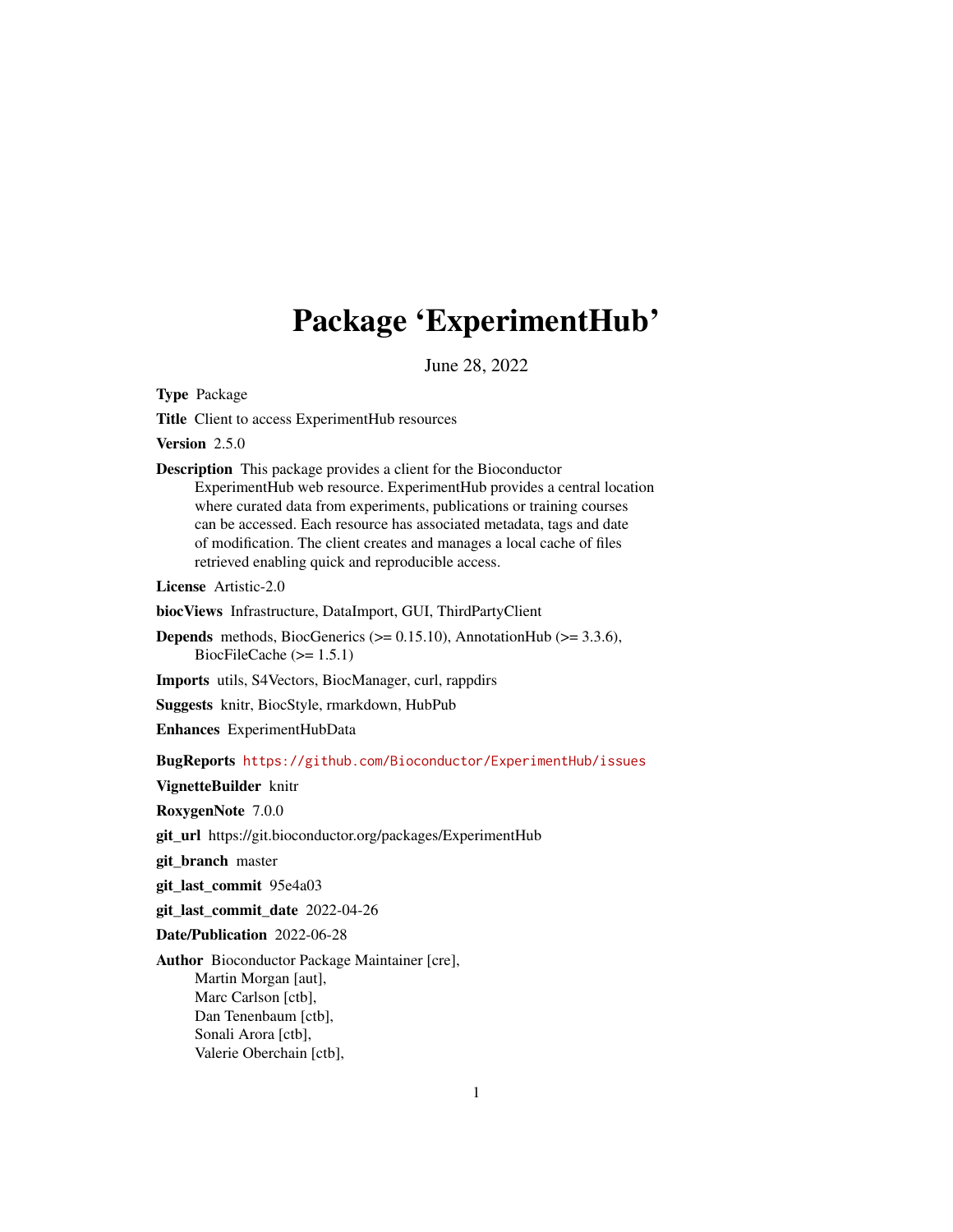# Package 'ExperimentHub'

June 28, 2022

**Type** Package

**Title** Client to access ExperimentHub resources

**Version** 2.5.0

**Description** This package provides a client for the Bioconductor ExperimentHub web resource. ExperimentHub provides a central location where curated data from experiments, publications or training courses can be accessed. Each resource has associated metadata, tags and date of modification. The client creates and manages a local cache of files retrieved enabling quick and reproducible access.

**License** Artistic-2.0

**biocViews** Infrastructure, DataImport, GUI, ThirdPartyClient

**Depends** methods, BiocGenerics (>= 0.15.10), AnnotationHub (>= 3.3.6), BiocFileCache (>= 1.5.1)

**Imports** utils, S4Vectors, BiocManager, curl, rappdirs

**Suggests** knitr, BiocStyle, rmarkdown, HubPub

**Enhances** ExperimentHubData

**BugReports** https://github.com/Bioconductor/ExperimentHub/issues

**VignetteBuilder** knitr

**RoxygenNote** 7.0.0

**git_url** https://git.bioconductor.org/packages/ExperimentHub

**git_branch** master

**git_last_commit** 95e4a03

**git_last_commit_date** 2022-04-26

**Date/Publication** 2022-06-28

**Author** Bioconductor Package Maintainer [cre],
Martin Morgan [aut],
Marc Carlson [ctb],
Dan Tenenbaum [ctb],
Sonali Arora [ctb],
Valerie Oberchain [ctb],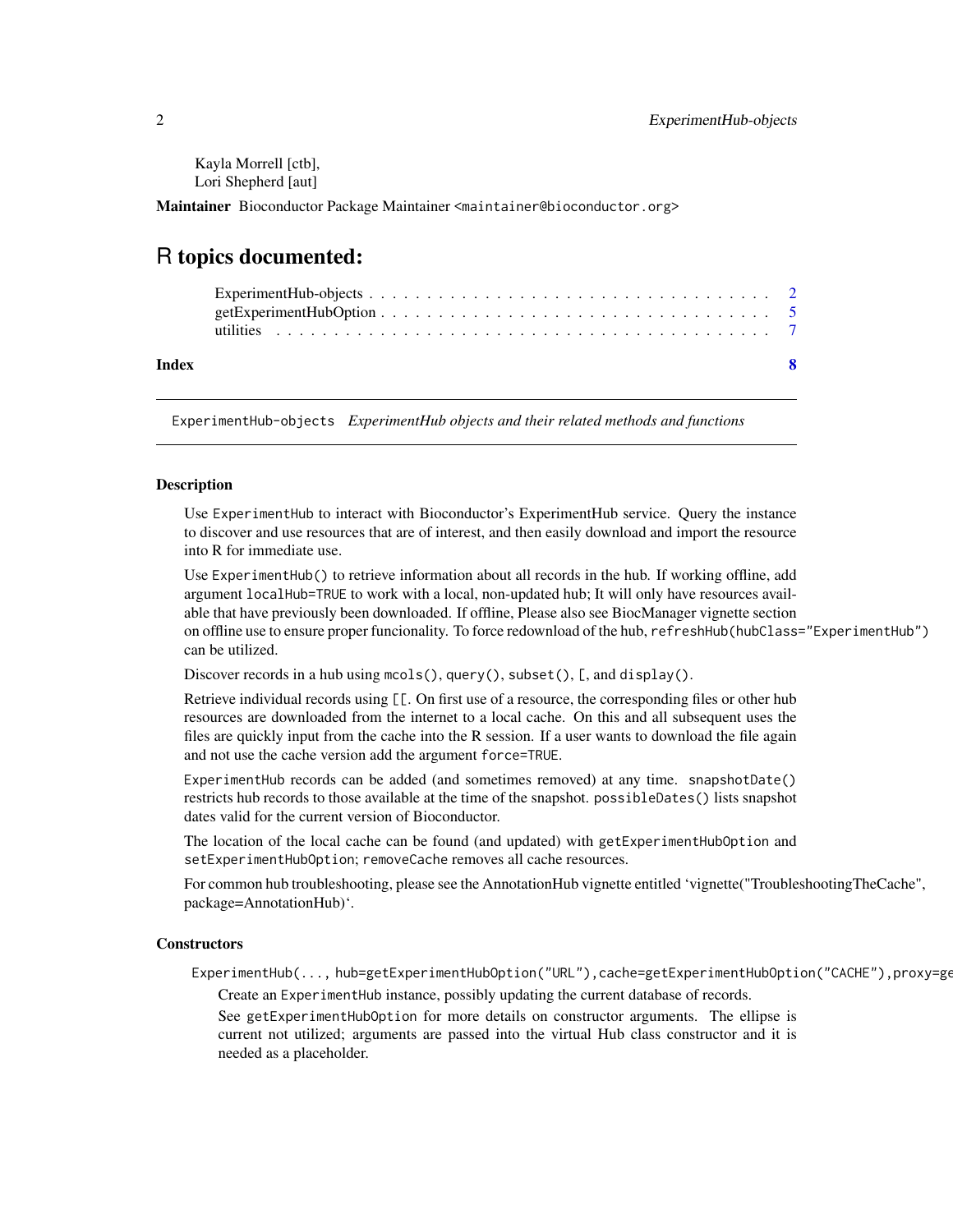Kayla Morrell [ctb],
Lori Shepherd [aut]

**Maintainer** Bioconductor Package Maintainer <maintainer@bioconductor.org>

# R topics documented:

ExperimentHub-objects . . . . . . . . . . . . . . . . . . . . . . . . . . . . . . . . . . 2
getExperimentHubOption . . . . . . . . . . . . . . . . . . . . . . . . . . . . . . . . . 5
utilities . . . . . . . . . . . . . . . . . . . . . . . . . . . . . . . . . . . . . . . . 7

**Index** **8**

---

ExperimentHub-objects *ExperimentHub objects and their related methods and functions*

---

### Description

Use ExperimentHub to interact with Bioconductor's ExperimentHub service. Query the instance to discover and use resources that are of interest, and then easily download and import the resource into R for immediate use.

Use ExperimentHub() to retrieve information about all records in the hub. If working offline, add argument localHub=TRUE to work with a local, non-updated hub; It will only have resources available that have previously been downloaded. If offline, Please also see BiocManager vignette section on offline use to ensure proper funcionality. To force redownload of the hub, refreshHub(hubClass="ExperimentHub") can be utilized.

Discover records in a hub using mcols(), query(), subset(), [, and display().

Retrieve individual records using [[. On first use of a resource, the corresponding files or other hub resources are downloaded from the internet to a local cache. On this and all subsequent uses the files are quickly input from the cache into the R session. If a user wants to download the file again and not use the cache version add the argument force=TRUE.

ExperimentHub records can be added (and sometimes removed) at any time. snapshotDate() restricts hub records to those available at the time of the snapshot. possibleDates() lists snapshot dates valid for the current version of Bioconductor.

The location of the local cache can be found (and updated) with getExperimentHubOption and setExperimentHubOption; removeCache removes all cache resources.

For common hub troubleshooting, please see the AnnotationHub vignette entitled 'vignette("TroubleshootingTheCache", package=AnnotationHub)'.

### Constructors

```
ExperimentHub(..., hub=getExperimentHubOption("URL"),cache=getExperimentHubOption("CACHE"),proxy=ge
```

Create an ExperimentHub instance, possibly updating the current database of records.

See getExperimentHubOption for more details on constructor arguments. The ellipse is current not utilized; arguments are passed into the virtual Hub class constructor and it is needed as a placeholder.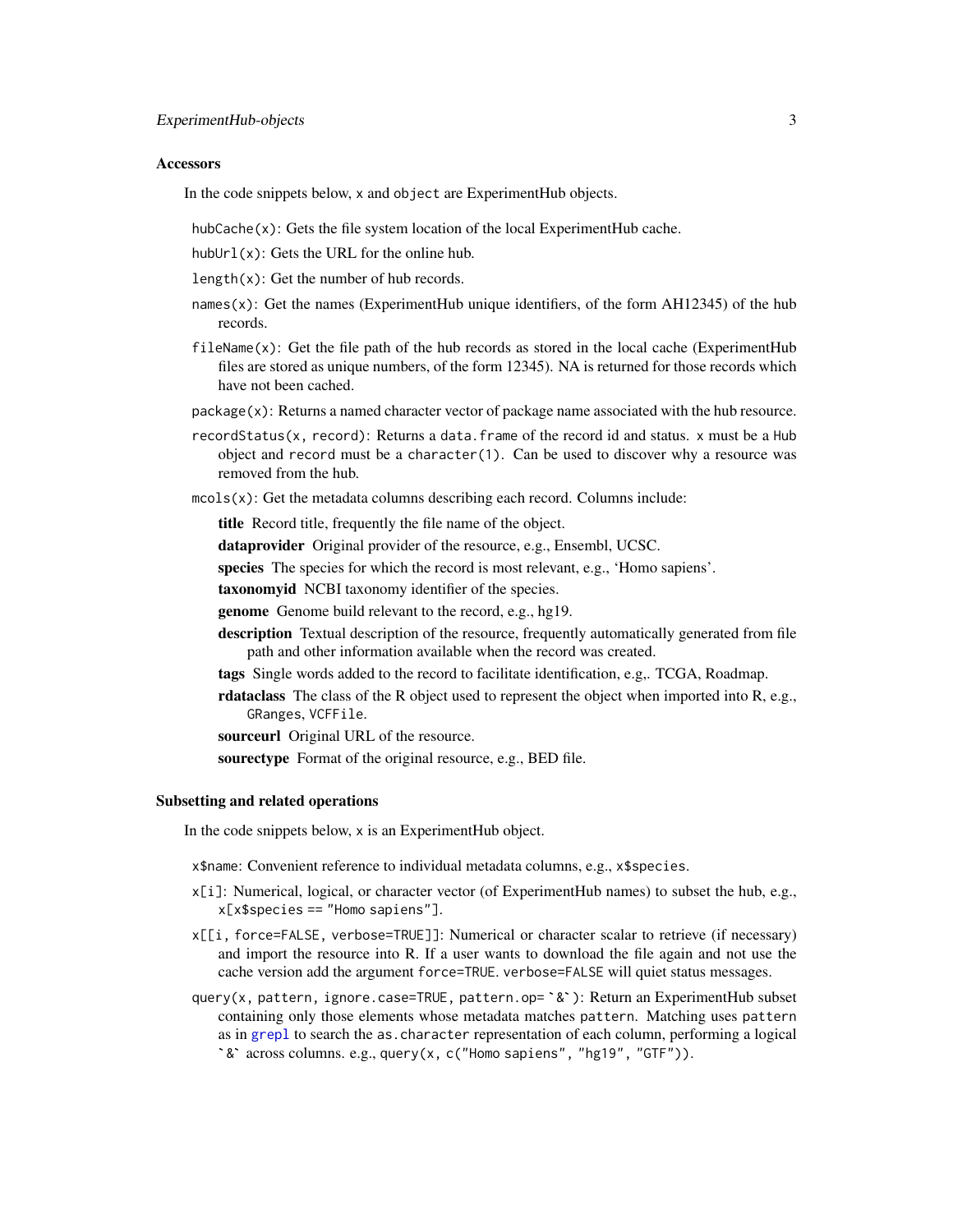### Accessors

In the code snippets below, `x` and `object` are ExperimentHub objects.

`hubCache(x)`: Gets the file system location of the local ExperimentHub cache.

`hubUrl(x)`: Gets the URL for the online hub.

`length(x)`: Get the number of hub records.

`names(x)`: Get the names (ExperimentHub unique identifiers, of the form AH12345) of the hub records.

`fileName(x)`: Get the file path of the hub records as stored in the local cache (ExperimentHub files are stored as unique numbers, of the form 12345). NA is returned for those records which have not been cached.

`package(x)`: Returns a named character vector of package name associated with the hub resource.

`recordStatus(x, record)`: Returns a `data.frame` of the record id and status. `x` must be a `Hub` object and `record` must be a `character(1)`. Can be used to discover why a resource was removed from the hub.

`mcols(x)`: Get the metadata columns describing each record. Columns include:

- **title** Record title, frequently the file name of the object.
- **dataprovider** Original provider of the resource, e.g., Ensembl, UCSC.
- **species** The species for which the record is most relevant, e.g., 'Homo sapiens'.
- **taxonomyid** NCBI taxonomy identifier of the species.
- **genome** Genome build relevant to the record, e.g., hg19.
- **description** Textual description of the resource, frequently automatically generated from file path and other information available when the record was created.
- **tags** Single words added to the record to facilitate identification, e.g,. TCGA, Roadmap.
- **rdataclass** The class of the R object used to represent the object when imported into R, e.g., `GRanges`, `VCFFile`.
- **sourceurl** Original URL of the resource.
- **sourectype** Format of the original resource, e.g., BED file.

### Subsetting and related operations

In the code snippets below, `x` is an ExperimentHub object.

`x$name`: Convenient reference to individual metadata columns, e.g., `x$species`.

`x[i]`: Numerical, logical, or character vector (of ExperimentHub names) to subset the hub, e.g., `x[x$species == "Homo sapiens"]`.

`x[[i, force=FALSE, verbose=TRUE]]`: Numerical or character scalar to retrieve (if necessary) and import the resource into R. If a user wants to download the file again and not use the cache version add the argument `force=TRUE`. `verbose=FALSE` will quiet status messages.

`query(x, pattern, ignore.case=TRUE, pattern.op= `&`)`: Return an ExperimentHub subset containing only those elements whose metadata matches `pattern`. Matching uses `pattern` as in `grepl` to search the `as.character` representation of each column, performing a logical `&` across columns. e.g., `query(x, c("Homo sapiens", "hg19", "GTF"))`.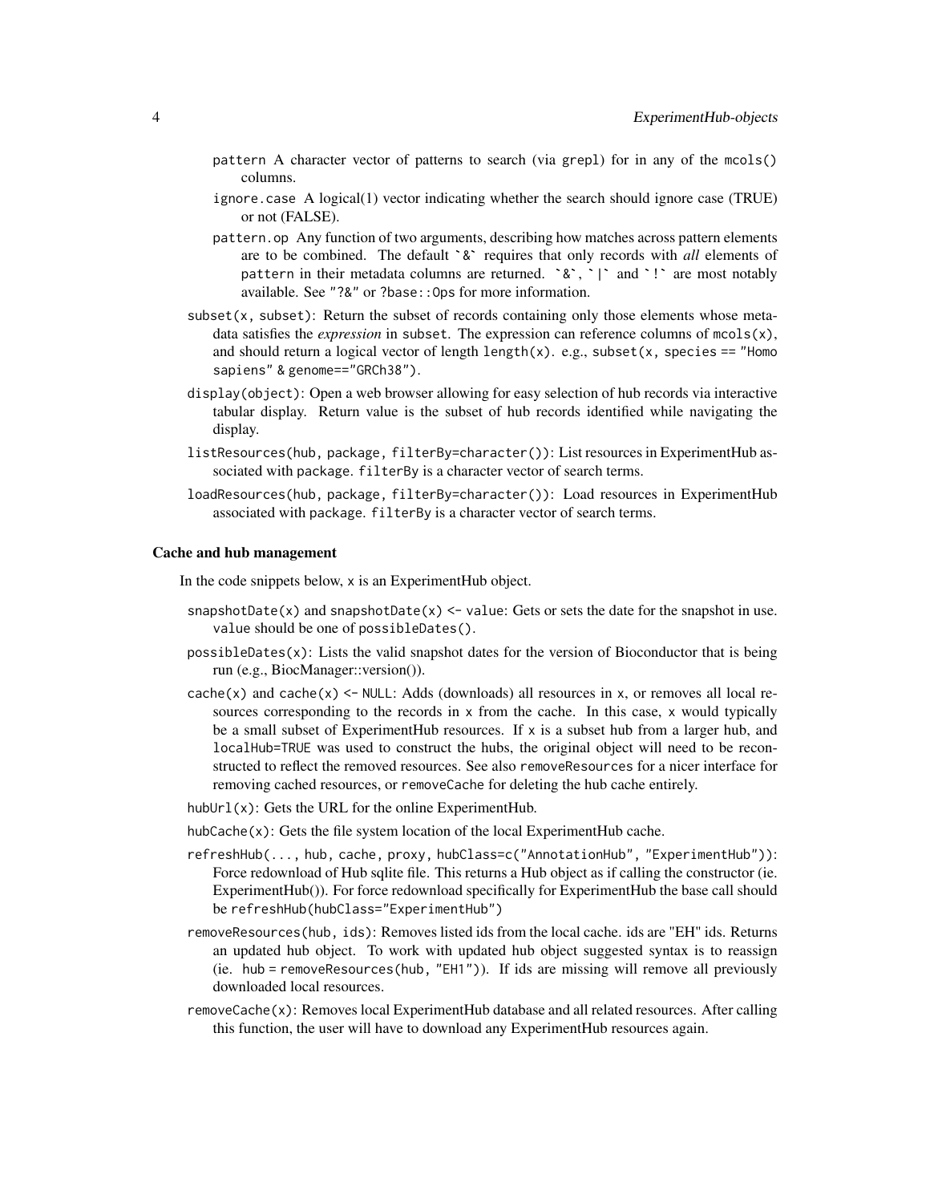- `pattern` A character vector of patterns to search (via grepl) for in any of the mcols() columns.
- `ignore.case` A logical(1) vector indicating whether the search should ignore case (TRUE) or not (FALSE).
- `pattern.op` Any function of two arguments, describing how matches across pattern elements are to be combined. The default `` `&` `` requires that only records with *all* elements of `pattern` in their metadata columns are returned. `` `&` ``, `` `|` `` and `` `!` `` are most notably available. See `"?&"` or `?base::Ops` for more information.

`subset(x, subset)`: Return the subset of records containing only those elements whose metadata satisfies the *expression* in `subset`. The expression can reference columns of `mcols(x)`, and should return a logical vector of length `length(x)`. e.g., `subset(x, species == "Homo sapiens" & genome=="GRCh38")`.

`display(object)`: Open a web browser allowing for easy selection of hub records via interactive tabular display. Return value is the subset of hub records identified while navigating the display.

`listResources(hub, package, filterBy=character())`: List resources in ExperimentHub associated with `package`. `filterBy` is a character vector of search terms.

`loadResources(hub, package, filterBy=character())`: Load resources in ExperimentHub associated with `package`. `filterBy` is a character vector of search terms.

**Cache and hub management**

In the code snippets below, `x` is an ExperimentHub object.

`snapshotDate(x)` and `snapshotDate(x) <- value`: Gets or sets the date for the snapshot in use. `value` should be one of `possibleDates()`.

`possibleDates(x)`: Lists the valid snapshot dates for the version of Bioconductor that is being run (e.g., BiocManager::version()).

`cache(x)` and `cache(x) <- NULL`: Adds (downloads) all resources in `x`, or removes all local resources corresponding to the records in `x` from the cache. In this case, `x` would typically be a small subset of ExperimentHub resources. If `x` is a subset hub from a larger hub, and `localHub=TRUE` was used to construct the hubs, the original object will need to be reconstructed to reflect the removed resources. See also `removeResources` for a nicer interface for removing cached resources, or `removeCache` for deleting the hub cache entirely.

`hubUrl(x)`: Gets the URL for the online ExperimentHub.

`hubCache(x)`: Gets the file system location of the local ExperimentHub cache.

`refreshHub(..., hub, cache, proxy, hubClass=c("AnnotationHub", "ExperimentHub"))`: Force redownload of Hub sqlite file. This returns a Hub object as if calling the constructor (ie. ExperimentHub()). For force redownload specifically for ExperimentHub the base call should be `refreshHub(hubClass="ExperimentHub")`

`removeResources(hub, ids)`: Removes listed ids from the local cache. ids are "EH" ids. Returns an updated hub object. To work with updated hub object suggested syntax is to reassign (ie. `hub = removeResources(hub, "EH1")`). If ids are missing will remove all previously downloaded local resources.

`removeCache(x)`: Removes local ExperimentHub database and all related resources. After calling this function, the user will have to download any ExperimentHub resources again.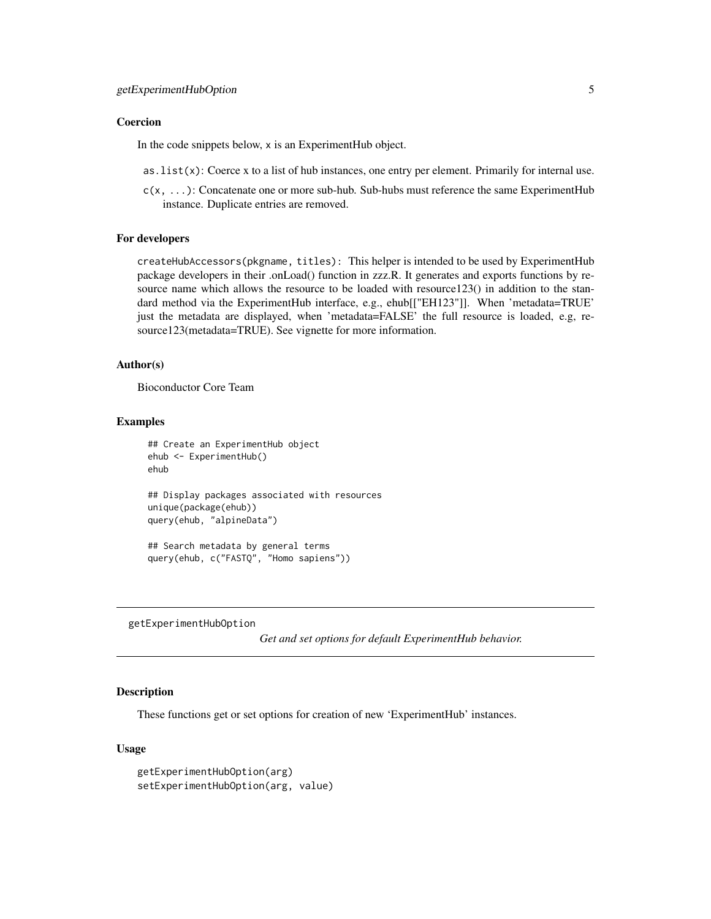### Coercion

In the code snippets below, x is an ExperimentHub object.

- `as.list(x)`: Coerce x to a list of hub instances, one entry per element. Primarily for internal use.
- `c(x, ...)`: Concatenate one or more sub-hub. Sub-hubs must reference the same ExperimentHub instance. Duplicate entries are removed.

### For developers

`createHubAccessors(pkgname, titles)`: This helper is intended to be used by ExperimentHub package developers in their .onLoad() function in zzz.R. It generates and exports functions by resource name which allows the resource to be loaded with resource123() in addition to the standard method via the ExperimentHub interface, e.g., ehub[["EH123"]]. When 'metadata=TRUE' just the metadata are displayed, when 'metadata=FALSE' the full resource is loaded, e.g, resource123(metadata=TRUE). See vignette for more information.

### Author(s)

Bioconductor Core Team

### Examples

```
## Create an ExperimentHub object
ehub <- ExperimentHub()
ehub

## Display packages associated with resources
unique(package(ehub))
query(ehub, "alpineData")

## Search metadata by general terms
query(ehub, c("FASTQ", "Homo sapiens"))
```

---

## getExperimentHubOption    *Get and set options for default ExperimentHub behavior.*

---

### Description

These functions get or set options for creation of new 'ExperimentHub' instances.

### Usage

```
getExperimentHubOption(arg)
setExperimentHubOption(arg, value)
```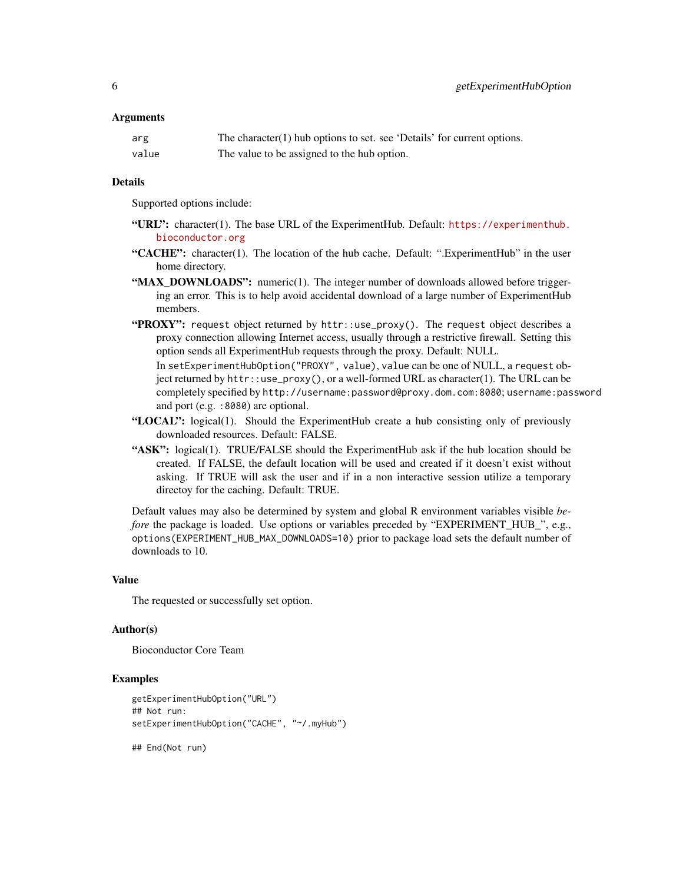### Arguments

| | |
|---|---|
| `arg` | The character(1) hub options to set. see 'Details' for current options. |
| `value` | The value to be assigned to the hub option. |

### Details

Supported options include:

- **"URL":** character(1). The base URL of the ExperimentHub. Default: https://experimenthub.bioconductor.org
- **"CACHE":** character(1). The location of the hub cache. Default: ".ExperimentHub" in the user home directory.
- **"MAX_DOWNLOADS":** numeric(1). The integer number of downloads allowed before triggering an error. This is to help avoid accidental download of a large number of ExperimentHub members.
- **"PROXY":** `request` object returned by `httr::use_proxy()`. The `request` object describes a proxy connection allowing Internet access, usually through a restrictive firewall. Setting this option sends all ExperimentHub requests through the proxy. Default: NULL.
  In `setExperimentHubOption("PROXY", value)`, `value` can be one of NULL, a `request` object returned by `httr::use_proxy()`, or a well-formed URL as character(1). The URL can be completely specified by `http://username:password@proxy.dom.com:8080`; `username:password` and port (e.g. `:8080`) are optional.
- **"LOCAL":** logical(1). Should the ExperimentHub create a hub consisting only of previously downloaded resources. Default: FALSE.
- **"ASK":** logical(1). TRUE/FALSE should the ExperimentHub ask if the hub location should be created. If FALSE, the default location will be used and created if it doesn't exist without asking. If TRUE will ask the user and if in a non interactive session utilize a temporary directoy for the caching. Default: TRUE.

Default values may also be determined by system and global R environment variables visible *before* the package is loaded. Use options or variables preceded by "EXPERIMENT_HUB_", e.g., `options(EXPERIMENT_HUB_MAX_DOWNLOADS=10)` prior to package load sets the default number of downloads to 10.

### Value

The requested or successfully set option.

### Author(s)

Bioconductor Core Team

### Examples

```
getExperimentHubOption("URL")
## Not run:
setExperimentHubOption("CACHE", "~/.myHub")

## End(Not run)
```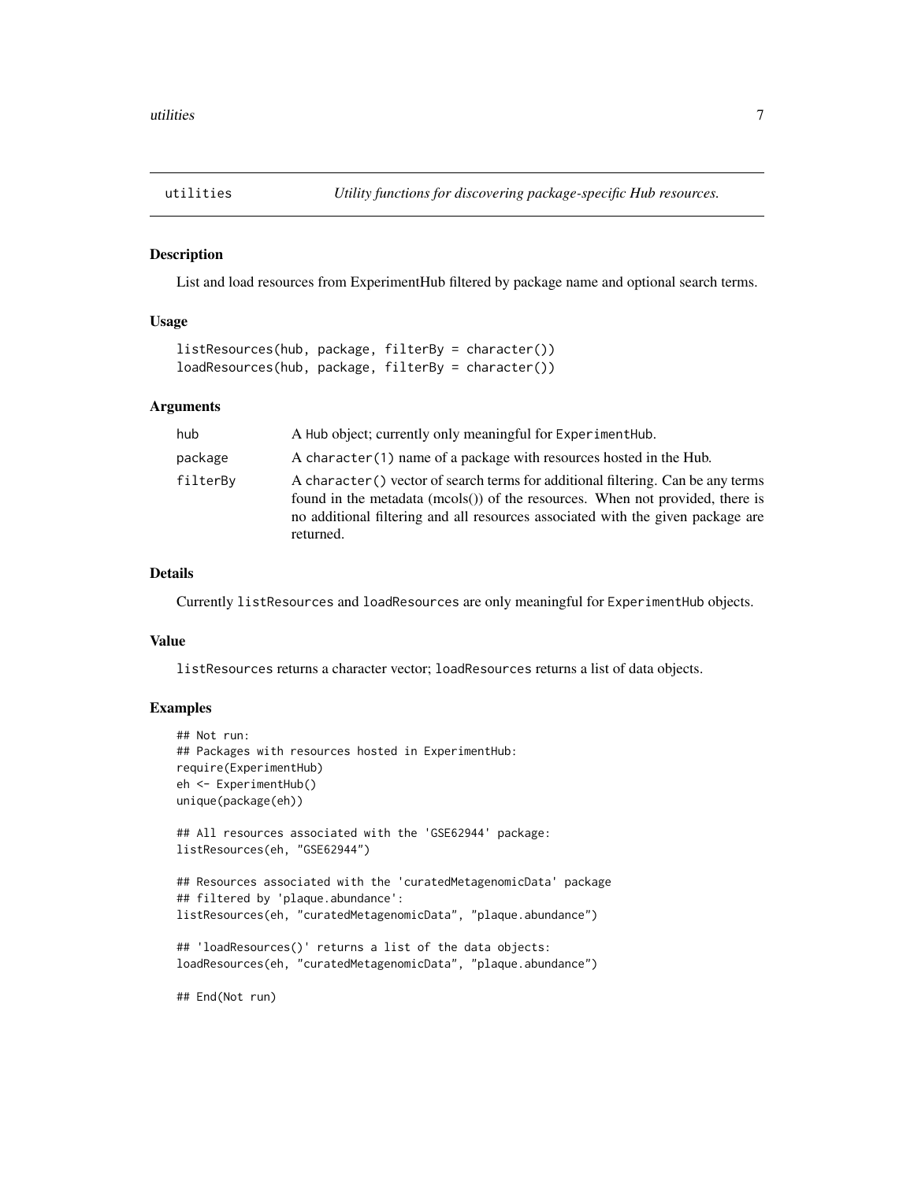## utilities — *Utility functions for discovering package-specific Hub resources.*

### Description

List and load resources from ExperimentHub filtered by package name and optional search terms.

### Usage

```
listResources(hub, package, filterBy = character())
loadResources(hub, package, filterBy = character())
```

### Arguments

| | |
|---|---|
| `hub` | A Hub object; currently only meaningful for `ExperimentHub`. |
| `package` | A `character(1)` name of a package with resources hosted in the Hub. |
| `filterBy` | A `character()` vector of search terms for additional filtering. Can be any terms found in the metadata (mcols()) of the resources. When not provided, there is no additional filtering and all resources associated with the given package are returned. |

### Details

Currently `listResources` and `loadResources` are only meaningful for `ExperimentHub` objects.

### Value

`listResources` returns a character vector; `loadResources` returns a list of data objects.

### Examples

```
## Not run:
## Packages with resources hosted in ExperimentHub:
require(ExperimentHub)
eh <- ExperimentHub()
unique(package(eh))

## All resources associated with the 'GSE62944' package:
listResources(eh, "GSE62944")

## Resources associated with the 'curatedMetagenomicData' package
## filtered by 'plaque.abundance':
listResources(eh, "curatedMetagenomicData", "plaque.abundance")

## 'loadResources()' returns a list of the data objects:
loadResources(eh, "curatedMetagenomicData", "plaque.abundance")

## End(Not run)
```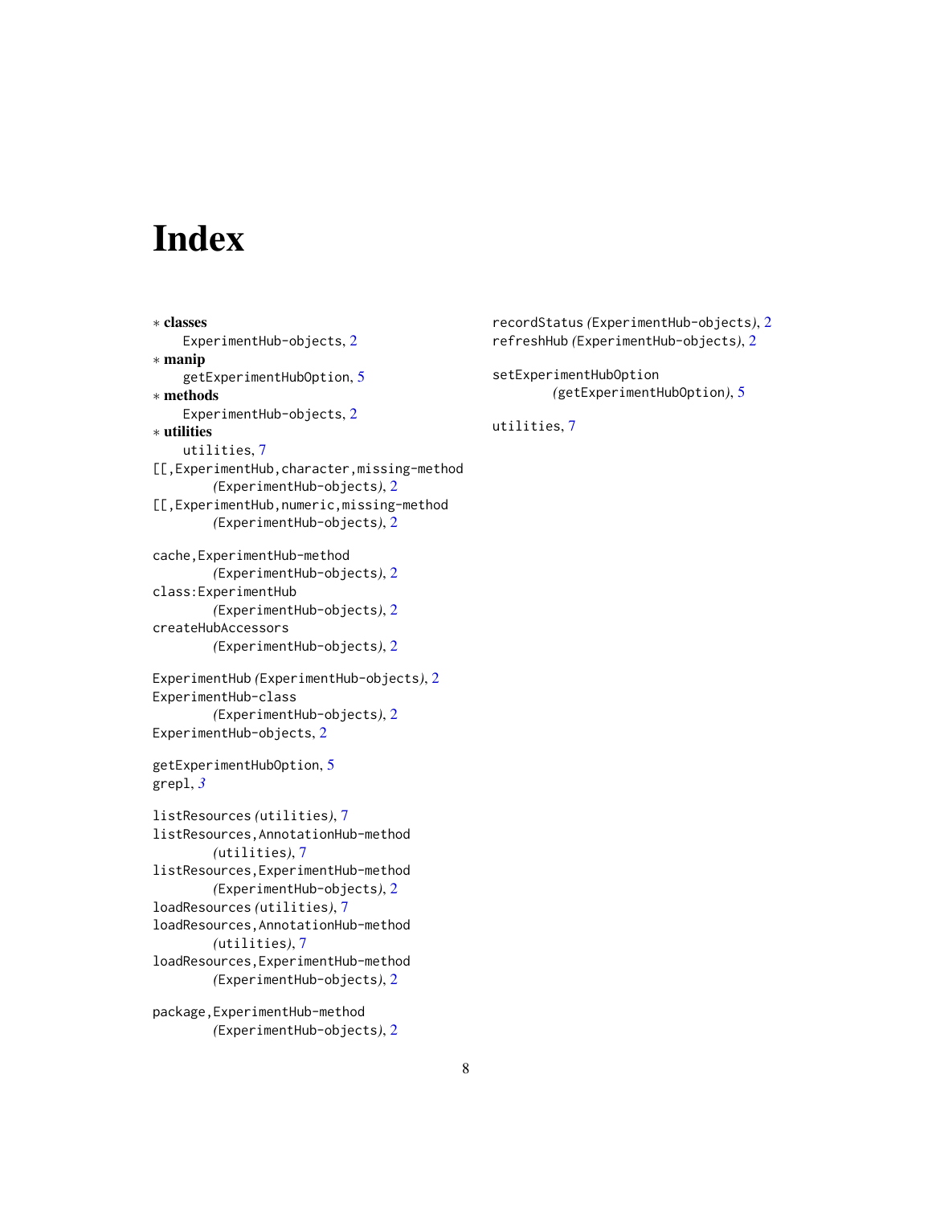# Index

∗ **classes**
    ExperimentHub-objects, 2

∗ **manip**
    getExperimentHubOption, 5

∗ **methods**
    ExperimentHub-objects, 2

∗ **utilities**
    utilities, 7

[[,ExperimentHub,character,missing-method *(*ExperimentHub-objects*)*, 2

[[,ExperimentHub,numeric,missing-method *(*ExperimentHub-objects*)*, 2

cache,ExperimentHub-method *(*ExperimentHub-objects*)*, 2

class:ExperimentHub *(*ExperimentHub-objects*)*, 2

createHubAccessors *(*ExperimentHub-objects*)*, 2

ExperimentHub *(*ExperimentHub-objects*)*, 2

ExperimentHub-class *(*ExperimentHub-objects*)*, 2

ExperimentHub-objects, 2

getExperimentHubOption, 5

grepl, *3*

listResources *(*utilities*)*, 7

listResources,AnnotationHub-method *(*utilities*)*, 7

listResources,ExperimentHub-method *(*ExperimentHub-objects*)*, 2

loadResources *(*utilities*)*, 7

loadResources,AnnotationHub-method *(*utilities*)*, 7

loadResources,ExperimentHub-method *(*ExperimentHub-objects*)*, 2

package,ExperimentHub-method *(*ExperimentHub-objects*)*, 2

recordStatus *(*ExperimentHub-objects*)*, 2

refreshHub *(*ExperimentHub-objects*)*, 2

setExperimentHubOption *(*getExperimentHubOption*)*, 5

utilities, 7